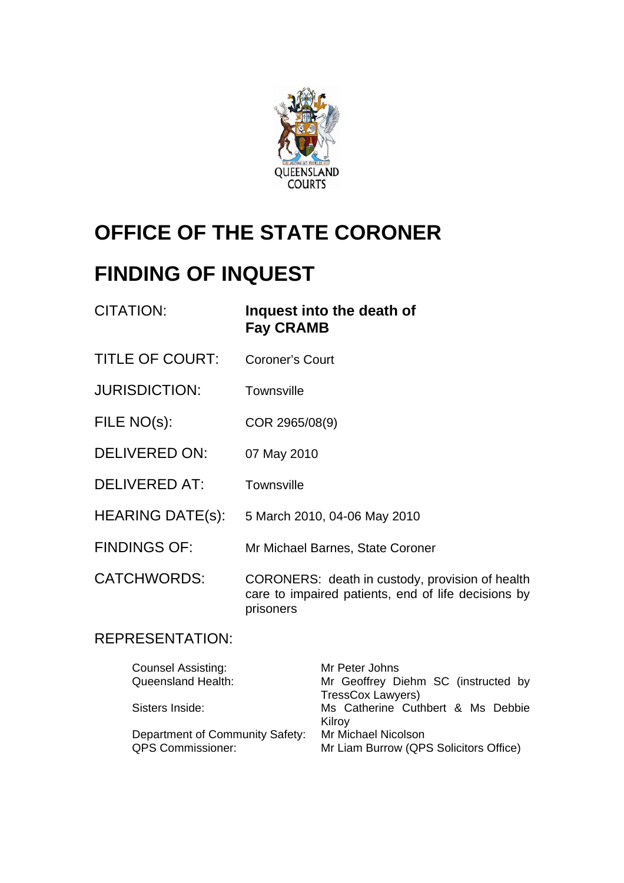QUEENSLAND COURTS

# OFFICE OF THE STATE CORONER

# FINDING OF INQUEST

| | |
|---|---|
| CITATION: | **Inquest into the death of Fay CRAMB** |
| TITLE OF COURT: | Coroner's Court |
| JURISDICTION: | Townsville |
| FILE NO(s): | COR 2965/08(9) |
| DELIVERED ON: | 07 May 2010 |
| DELIVERED AT: | Townsville |
| HEARING DATE(s): | 5 March 2010, 04-06 May 2010 |
| FINDINGS OF: | Mr Michael Barnes, State Coroner |
| CATCHWORDS: | CORONERS: death in custody, provision of health care to impaired patients, end of life decisions by prisoners |

REPRESENTATION:

| | |
|---|---|
| Counsel Assisting: | Mr Peter Johns |
| Queensland Health: | Mr Geoffrey Diehm SC (instructed by TressCox Lawyers) |
| Sisters Inside: | Ms Catherine Cuthbert & Ms Debbie Kilroy |
| Department of Community Safety: | Mr Michael Nicolson |
| QPS Commissioner: | Mr Liam Burrow (QPS Solicitors Office) |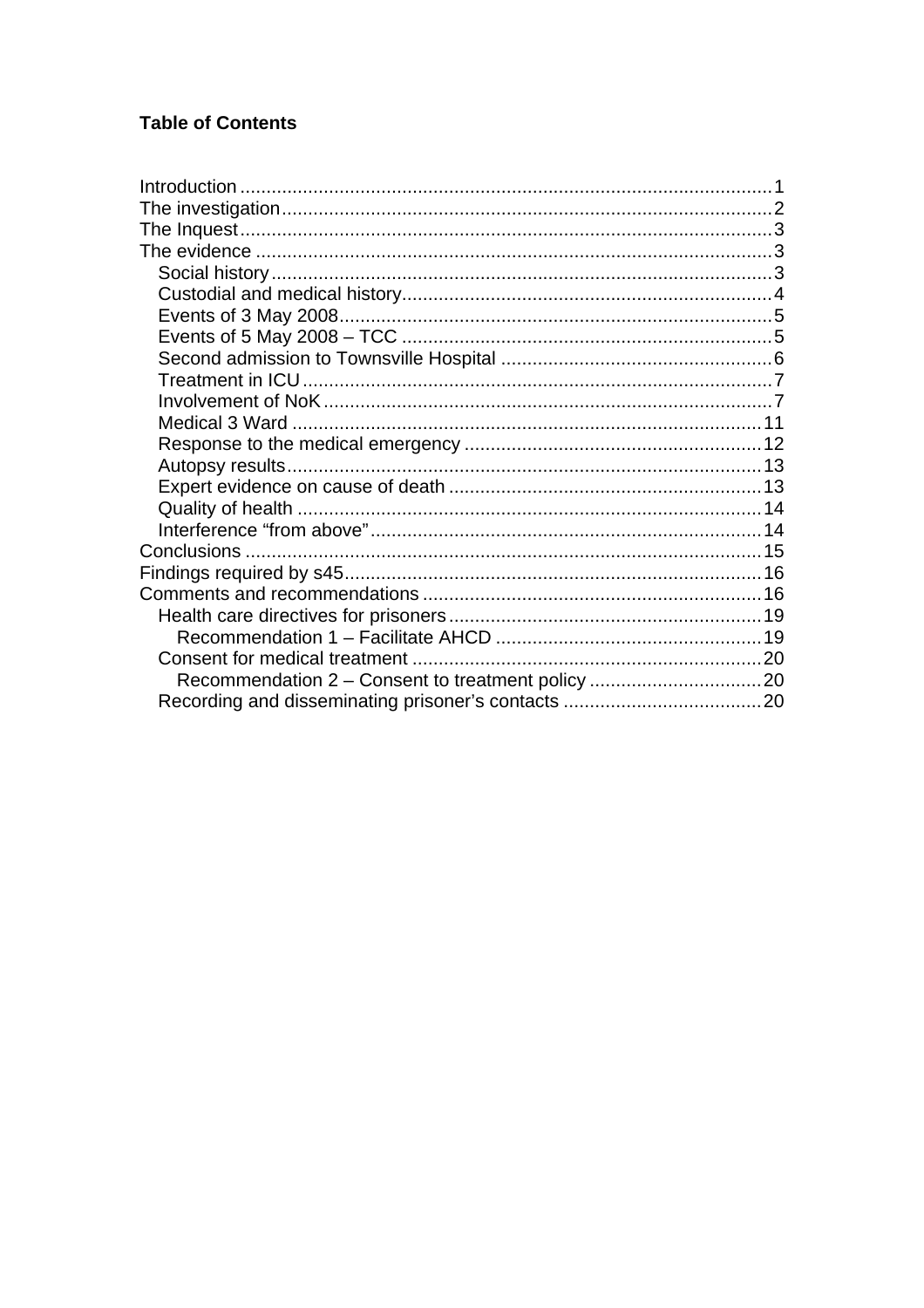**Table of Contents**

- Introduction ....................................................................................................1
- The investigation............................................................................................2
- The Inquest....................................................................................................3
- The evidence ..................................................................................................3
  - Social history..............................................................................................3
  - Custodial and medical history.....................................................................4
  - Events of 3 May 2008.................................................................................5
  - Events of 5 May 2008 – TCC .....................................................................5
  - Second admission to Townsville Hospital ...................................................6
  - Treatment in ICU........................................................................................7
  - Involvement of NoK....................................................................................7
  - Medical 3 Ward .........................................................................................11
  - Response to the medical emergency ........................................................12
  - Autopsy results.........................................................................................13
  - Expert evidence on cause of death ...........................................................13
  - Quality of health ........................................................................................14
  - Interference "from above"..........................................................................14
- Conclusions ..................................................................................................15
- Findings required by s45...............................................................................16
- Comments and recommendations ................................................................16
  - Health care directives for prisoners...........................................................19
    - Recommendation 1 – Facilitate AHCD ..................................................19
  - Consent for medical treatment ..................................................................20
    - Recommendation 2 – Consent to treatment policy ................................20
  - Recording and disseminating prisoner's contacts .....................................20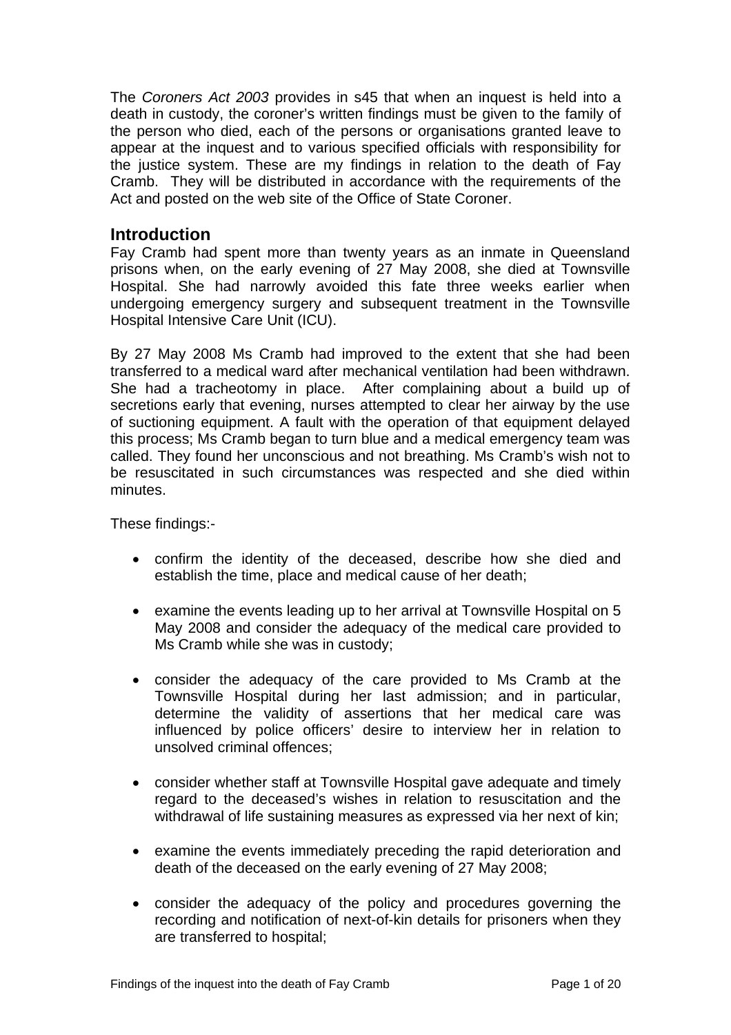The *Coroners Act 2003* provides in s45 that when an inquest is held into a death in custody, the coroner's written findings must be given to the family of the person who died, each of the persons or organisations granted leave to appear at the inquest and to various specified officials with responsibility for the justice system. These are my findings in relation to the death of Fay Cramb. They will be distributed in accordance with the requirements of the Act and posted on the web site of the Office of State Coroner.

## Introduction

Fay Cramb had spent more than twenty years as an inmate in Queensland prisons when, on the early evening of 27 May 2008, she died at Townsville Hospital. She had narrowly avoided this fate three weeks earlier when undergoing emergency surgery and subsequent treatment in the Townsville Hospital Intensive Care Unit (ICU).

By 27 May 2008 Ms Cramb had improved to the extent that she had been transferred to a medical ward after mechanical ventilation had been withdrawn. She had a tracheotomy in place. After complaining about a build up of secretions early that evening, nurses attempted to clear her airway by the use of suctioning equipment. A fault with the operation of that equipment delayed this process; Ms Cramb began to turn blue and a medical emergency team was called. They found her unconscious and not breathing. Ms Cramb's wish not to be resuscitated in such circumstances was respected and she died within minutes.

These findings:-

- confirm the identity of the deceased, describe how she died and establish the time, place and medical cause of her death;
- examine the events leading up to her arrival at Townsville Hospital on 5 May 2008 and consider the adequacy of the medical care provided to Ms Cramb while she was in custody;
- consider the adequacy of the care provided to Ms Cramb at the Townsville Hospital during her last admission; and in particular, determine the validity of assertions that her medical care was influenced by police officers' desire to interview her in relation to unsolved criminal offences;
- consider whether staff at Townsville Hospital gave adequate and timely regard to the deceased's wishes in relation to resuscitation and the withdrawal of life sustaining measures as expressed via her next of kin;
- examine the events immediately preceding the rapid deterioration and death of the deceased on the early evening of 27 May 2008;
- consider the adequacy of the policy and procedures governing the recording and notification of next-of-kin details for prisoners when they are transferred to hospital;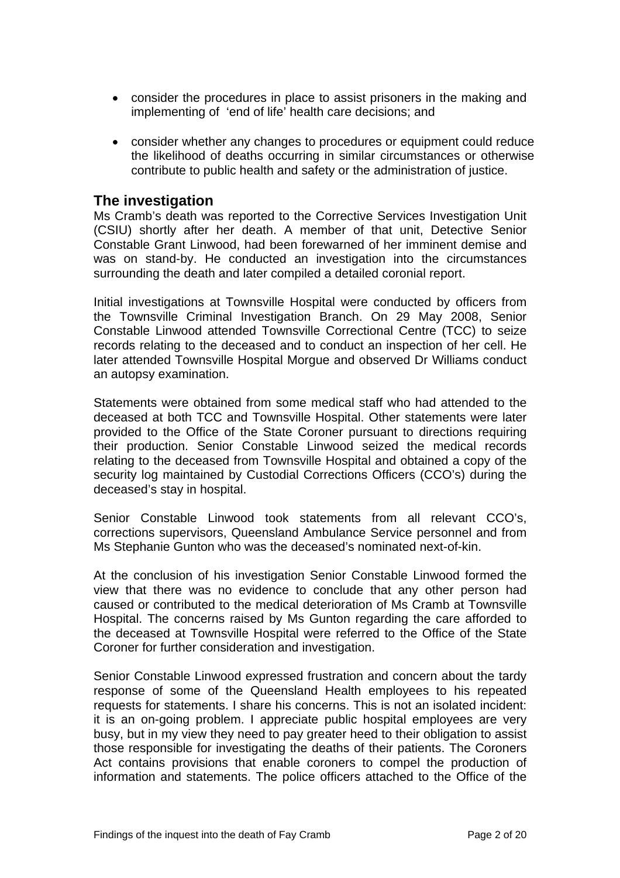- consider the procedures in place to assist prisoners in the making and implementing of 'end of life' health care decisions; and
- consider whether any changes to procedures or equipment could reduce the likelihood of deaths occurring in similar circumstances or otherwise contribute to public health and safety or the administration of justice.

## The investigation

Ms Cramb's death was reported to the Corrective Services Investigation Unit (CSIU) shortly after her death. A member of that unit, Detective Senior Constable Grant Linwood, had been forewarned of her imminent demise and was on stand-by. He conducted an investigation into the circumstances surrounding the death and later compiled a detailed coronial report.

Initial investigations at Townsville Hospital were conducted by officers from the Townsville Criminal Investigation Branch. On 29 May 2008, Senior Constable Linwood attended Townsville Correctional Centre (TCC) to seize records relating to the deceased and to conduct an inspection of her cell. He later attended Townsville Hospital Morgue and observed Dr Williams conduct an autopsy examination.

Statements were obtained from some medical staff who had attended to the deceased at both TCC and Townsville Hospital. Other statements were later provided to the Office of the State Coroner pursuant to directions requiring their production. Senior Constable Linwood seized the medical records relating to the deceased from Townsville Hospital and obtained a copy of the security log maintained by Custodial Corrections Officers (CCO's) during the deceased's stay in hospital.

Senior Constable Linwood took statements from all relevant CCO's, corrections supervisors, Queensland Ambulance Service personnel and from Ms Stephanie Gunton who was the deceased's nominated next-of-kin.

At the conclusion of his investigation Senior Constable Linwood formed the view that there was no evidence to conclude that any other person had caused or contributed to the medical deterioration of Ms Cramb at Townsville Hospital. The concerns raised by Ms Gunton regarding the care afforded to the deceased at Townsville Hospital were referred to the Office of the State Coroner for further consideration and investigation.

Senior Constable Linwood expressed frustration and concern about the tardy response of some of the Queensland Health employees to his repeated requests for statements. I share his concerns. This is not an isolated incident: it is an on-going problem. I appreciate public hospital employees are very busy, but in my view they need to pay greater heed to their obligation to assist those responsible for investigating the deaths of their patients. The Coroners Act contains provisions that enable coroners to compel the production of information and statements. The police officers attached to the Office of the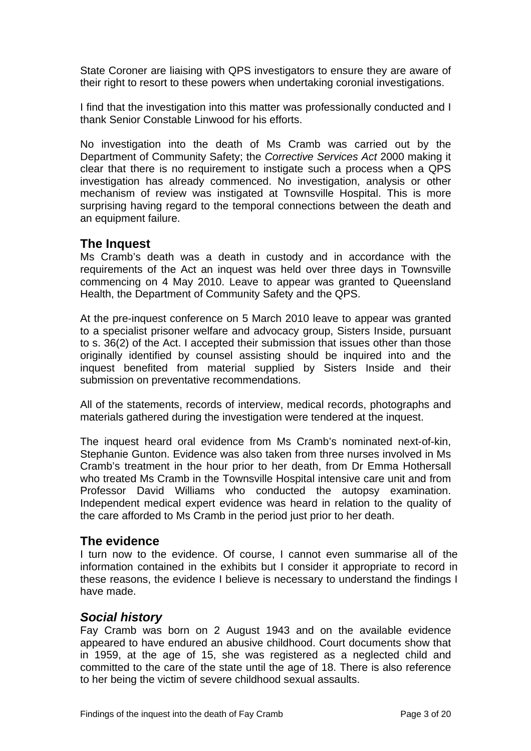State Coroner are liaising with QPS investigators to ensure they are aware of their right to resort to these powers when undertaking coronial investigations.

I find that the investigation into this matter was professionally conducted and I thank Senior Constable Linwood for his efforts.

No investigation into the death of Ms Cramb was carried out by the Department of Community Safety; the *Corrective Services Act* 2000 making it clear that there is no requirement to instigate such a process when a QPS investigation has already commenced. No investigation, analysis or other mechanism of review was instigated at Townsville Hospital. This is more surprising having regard to the temporal connections between the death and an equipment failure.

## The Inquest

Ms Cramb's death was a death in custody and in accordance with the requirements of the Act an inquest was held over three days in Townsville commencing on 4 May 2010. Leave to appear was granted to Queensland Health, the Department of Community Safety and the QPS.

At the pre-inquest conference on 5 March 2010 leave to appear was granted to a specialist prisoner welfare and advocacy group, Sisters Inside, pursuant to s. 36(2) of the Act. I accepted their submission that issues other than those originally identified by counsel assisting should be inquired into and the inquest benefited from material supplied by Sisters Inside and their submission on preventative recommendations.

All of the statements, records of interview, medical records, photographs and materials gathered during the investigation were tendered at the inquest.

The inquest heard oral evidence from Ms Cramb's nominated next-of-kin, Stephanie Gunton. Evidence was also taken from three nurses involved in Ms Cramb's treatment in the hour prior to her death, from Dr Emma Hothersall who treated Ms Cramb in the Townsville Hospital intensive care unit and from Professor David Williams who conducted the autopsy examination. Independent medical expert evidence was heard in relation to the quality of the care afforded to Ms Cramb in the period just prior to her death.

## The evidence

I turn now to the evidence. Of course, I cannot even summarise all of the information contained in the exhibits but I consider it appropriate to record in these reasons, the evidence I believe is necessary to understand the findings I have made.

### *Social history*

Fay Cramb was born on 2 August 1943 and on the available evidence appeared to have endured an abusive childhood. Court documents show that in 1959, at the age of 15, she was registered as a neglected child and committed to the care of the state until the age of 18. There is also reference to her being the victim of severe childhood sexual assaults.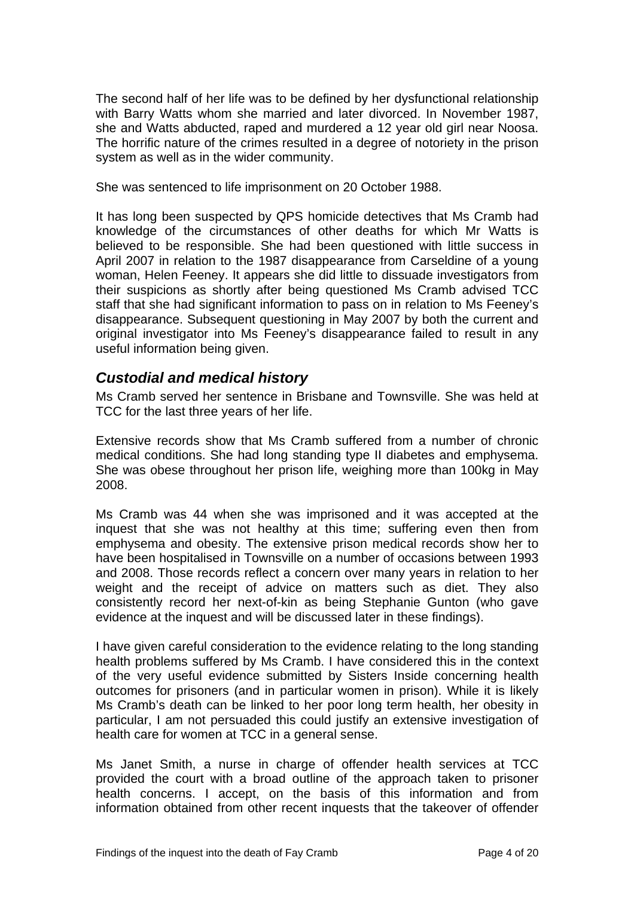The second half of her life was to be defined by her dysfunctional relationship with Barry Watts whom she married and later divorced. In November 1987, she and Watts abducted, raped and murdered a 12 year old girl near Noosa. The horrific nature of the crimes resulted in a degree of notoriety in the prison system as well as in the wider community.

She was sentenced to life imprisonment on 20 October 1988.

It has long been suspected by QPS homicide detectives that Ms Cramb had knowledge of the circumstances of other deaths for which Mr Watts is believed to be responsible. She had been questioned with little success in April 2007 in relation to the 1987 disappearance from Carseldine of a young woman, Helen Feeney. It appears she did little to dissuade investigators from their suspicions as shortly after being questioned Ms Cramb advised TCC staff that she had significant information to pass on in relation to Ms Feeney's disappearance. Subsequent questioning in May 2007 by both the current and original investigator into Ms Feeney's disappearance failed to result in any useful information being given.

## *Custodial and medical history*

Ms Cramb served her sentence in Brisbane and Townsville. She was held at TCC for the last three years of her life.

Extensive records show that Ms Cramb suffered from a number of chronic medical conditions. She had long standing type II diabetes and emphysema. She was obese throughout her prison life, weighing more than 100kg in May 2008.

Ms Cramb was 44 when she was imprisoned and it was accepted at the inquest that she was not healthy at this time; suffering even then from emphysema and obesity. The extensive prison medical records show her to have been hospitalised in Townsville on a number of occasions between 1993 and 2008. Those records reflect a concern over many years in relation to her weight and the receipt of advice on matters such as diet. They also consistently record her next-of-kin as being Stephanie Gunton (who gave evidence at the inquest and will be discussed later in these findings).

I have given careful consideration to the evidence relating to the long standing health problems suffered by Ms Cramb. I have considered this in the context of the very useful evidence submitted by Sisters Inside concerning health outcomes for prisoners (and in particular women in prison). While it is likely Ms Cramb's death can be linked to her poor long term health, her obesity in particular, I am not persuaded this could justify an extensive investigation of health care for women at TCC in a general sense.

Ms Janet Smith, a nurse in charge of offender health services at TCC provided the court with a broad outline of the approach taken to prisoner health concerns. I accept, on the basis of this information and from information obtained from other recent inquests that the takeover of offender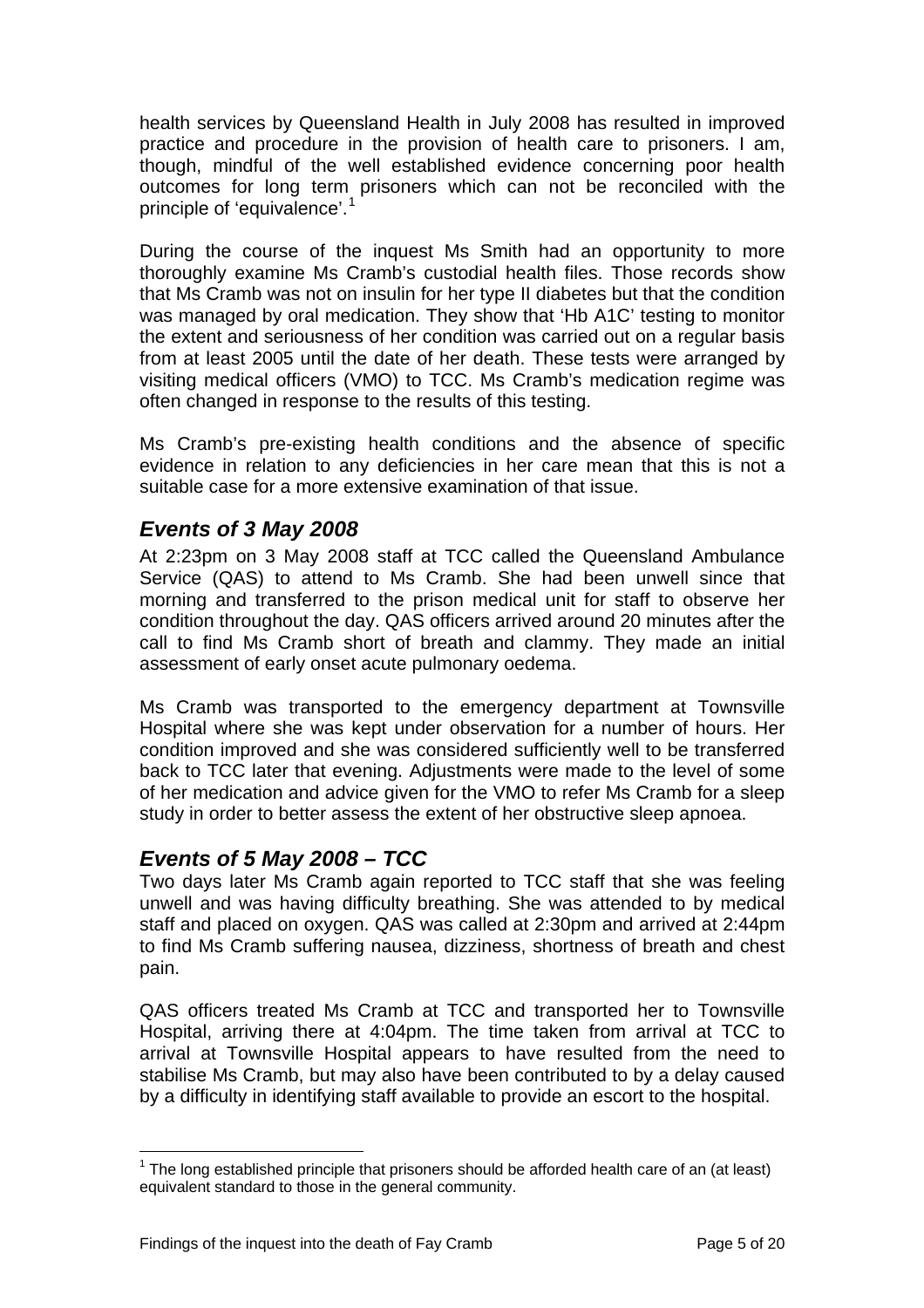health services by Queensland Health in July 2008 has resulted in improved practice and procedure in the provision of health care to prisoners. I am, though, mindful of the well established evidence concerning poor health outcomes for long term prisoners which can not be reconciled with the principle of 'equivalence'.[1]

During the course of the inquest Ms Smith had an opportunity to more thoroughly examine Ms Cramb's custodial health files. Those records show that Ms Cramb was not on insulin for her type II diabetes but that the condition was managed by oral medication. They show that 'Hb A1C' testing to monitor the extent and seriousness of her condition was carried out on a regular basis from at least 2005 until the date of her death. These tests were arranged by visiting medical officers (VMO) to TCC. Ms Cramb's medication regime was often changed in response to the results of this testing.

Ms Cramb's pre-existing health conditions and the absence of specific evidence in relation to any deficiencies in her care mean that this is not a suitable case for a more extensive examination of that issue.

## *Events of 3 May 2008*

At 2:23pm on 3 May 2008 staff at TCC called the Queensland Ambulance Service (QAS) to attend to Ms Cramb. She had been unwell since that morning and transferred to the prison medical unit for staff to observe her condition throughout the day. QAS officers arrived around 20 minutes after the call to find Ms Cramb short of breath and clammy. They made an initial assessment of early onset acute pulmonary oedema.

Ms Cramb was transported to the emergency department at Townsville Hospital where she was kept under observation for a number of hours. Her condition improved and she was considered sufficiently well to be transferred back to TCC later that evening. Adjustments were made to the level of some of her medication and advice given for the VMO to refer Ms Cramb for a sleep study in order to better assess the extent of her obstructive sleep apnoea.

## *Events of 5 May 2008 – TCC*

Two days later Ms Cramb again reported to TCC staff that she was feeling unwell and was having difficulty breathing. She was attended to by medical staff and placed on oxygen. QAS was called at 2:30pm and arrived at 2:44pm to find Ms Cramb suffering nausea, dizziness, shortness of breath and chest pain.

QAS officers treated Ms Cramb at TCC and transported her to Townsville Hospital, arriving there at 4:04pm. The time taken from arrival at TCC to arrival at Townsville Hospital appears to have resulted from the need to stabilise Ms Cramb, but may also have been contributed to by a delay caused by a difficulty in identifying staff available to provide an escort to the hospital.

---

[1] The long established principle that prisoners should be afforded health care of an (at least) equivalent standard to those in the general community.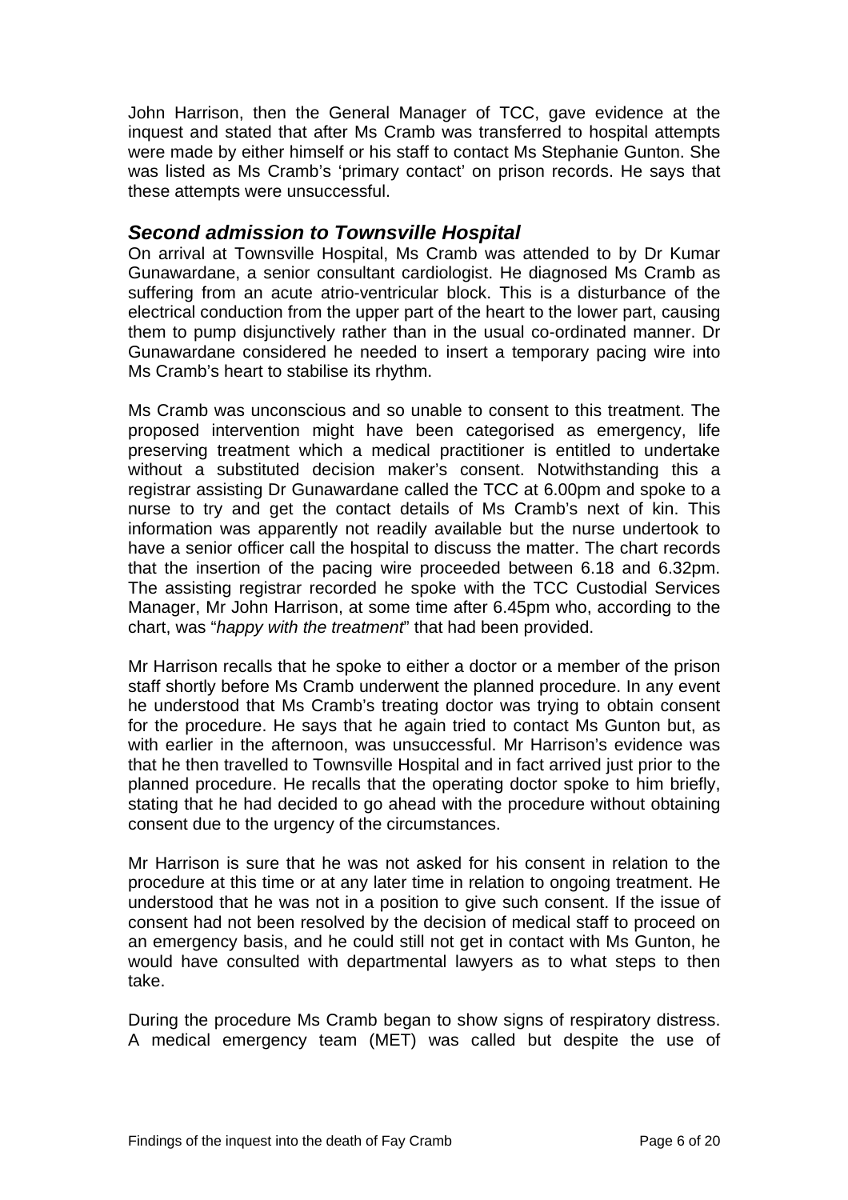John Harrison, then the General Manager of TCC, gave evidence at the inquest and stated that after Ms Cramb was transferred to hospital attempts were made by either himself or his staff to contact Ms Stephanie Gunton. She was listed as Ms Cramb's 'primary contact' on prison records. He says that these attempts were unsuccessful.

### *Second admission to Townsville Hospital*

On arrival at Townsville Hospital, Ms Cramb was attended to by Dr Kumar Gunawardane, a senior consultant cardiologist. He diagnosed Ms Cramb as suffering from an acute atrio-ventricular block. This is a disturbance of the electrical conduction from the upper part of the heart to the lower part, causing them to pump disjunctively rather than in the usual co-ordinated manner. Dr Gunawardane considered he needed to insert a temporary pacing wire into Ms Cramb's heart to stabilise its rhythm.

Ms Cramb was unconscious and so unable to consent to this treatment. The proposed intervention might have been categorised as emergency, life preserving treatment which a medical practitioner is entitled to undertake without a substituted decision maker's consent. Notwithstanding this a registrar assisting Dr Gunawardane called the TCC at 6.00pm and spoke to a nurse to try and get the contact details of Ms Cramb's next of kin. This information was apparently not readily available but the nurse undertook to have a senior officer call the hospital to discuss the matter. The chart records that the insertion of the pacing wire proceeded between 6.18 and 6.32pm. The assisting registrar recorded he spoke with the TCC Custodial Services Manager, Mr John Harrison, at some time after 6.45pm who, according to the chart, was "*happy with the treatment*" that had been provided.

Mr Harrison recalls that he spoke to either a doctor or a member of the prison staff shortly before Ms Cramb underwent the planned procedure. In any event he understood that Ms Cramb's treating doctor was trying to obtain consent for the procedure. He says that he again tried to contact Ms Gunton but, as with earlier in the afternoon, was unsuccessful. Mr Harrison's evidence was that he then travelled to Townsville Hospital and in fact arrived just prior to the planned procedure. He recalls that the operating doctor spoke to him briefly, stating that he had decided to go ahead with the procedure without obtaining consent due to the urgency of the circumstances.

Mr Harrison is sure that he was not asked for his consent in relation to the procedure at this time or at any later time in relation to ongoing treatment. He understood that he was not in a position to give such consent. If the issue of consent had not been resolved by the decision of medical staff to proceed on an emergency basis, and he could still not get in contact with Ms Gunton, he would have consulted with departmental lawyers as to what steps to then take.

During the procedure Ms Cramb began to show signs of respiratory distress. A medical emergency team (MET) was called but despite the use of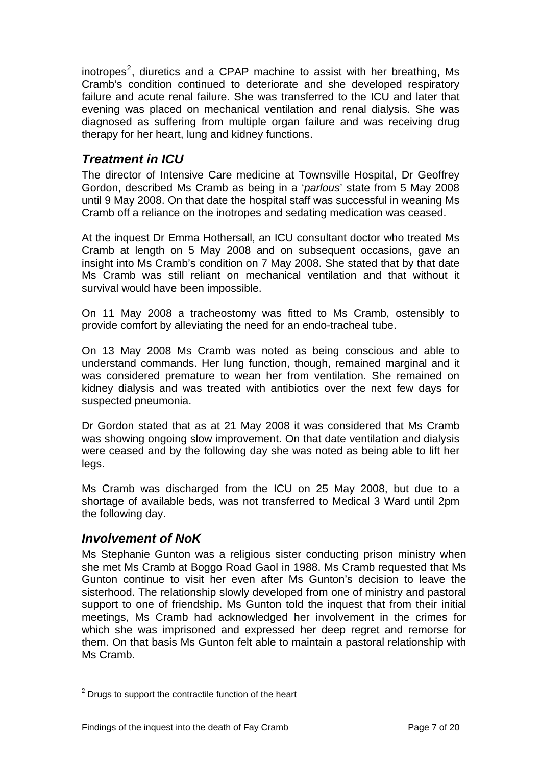inotropes[2], diuretics and a CPAP machine to assist with her breathing, Ms Cramb's condition continued to deteriorate and she developed respiratory failure and acute renal failure. She was transferred to the ICU and later that evening was placed on mechanical ventilation and renal dialysis. She was diagnosed as suffering from multiple organ failure and was receiving drug therapy for her heart, lung and kidney functions.

## *Treatment in ICU*

The director of Intensive Care medicine at Townsville Hospital, Dr Geoffrey Gordon, described Ms Cramb as being in a '*parlous*' state from 5 May 2008 until 9 May 2008. On that date the hospital staff was successful in weaning Ms Cramb off a reliance on the inotropes and sedating medication was ceased.

At the inquest Dr Emma Hothersall, an ICU consultant doctor who treated Ms Cramb at length on 5 May 2008 and on subsequent occasions, gave an insight into Ms Cramb's condition on 7 May 2008. She stated that by that date Ms Cramb was still reliant on mechanical ventilation and that without it survival would have been impossible.

On 11 May 2008 a tracheostomy was fitted to Ms Cramb, ostensibly to provide comfort by alleviating the need for an endo-tracheal tube.

On 13 May 2008 Ms Cramb was noted as being conscious and able to understand commands. Her lung function, though, remained marginal and it was considered premature to wean her from ventilation. She remained on kidney dialysis and was treated with antibiotics over the next few days for suspected pneumonia.

Dr Gordon stated that as at 21 May 2008 it was considered that Ms Cramb was showing ongoing slow improvement. On that date ventilation and dialysis were ceased and by the following day she was noted as being able to lift her legs.

Ms Cramb was discharged from the ICU on 25 May 2008, but due to a shortage of available beds, was not transferred to Medical 3 Ward until 2pm the following day.

## *Involvement of NoK*

Ms Stephanie Gunton was a religious sister conducting prison ministry when she met Ms Cramb at Boggo Road Gaol in 1988. Ms Cramb requested that Ms Gunton continue to visit her even after Ms Gunton's decision to leave the sisterhood. The relationship slowly developed from one of ministry and pastoral support to one of friendship. Ms Gunton told the inquest that from their initial meetings, Ms Cramb had acknowledged her involvement in the crimes for which she was imprisoned and expressed her deep regret and remorse for them. On that basis Ms Gunton felt able to maintain a pastoral relationship with Ms Cramb.

[2] Drugs to support the contractile function of the heart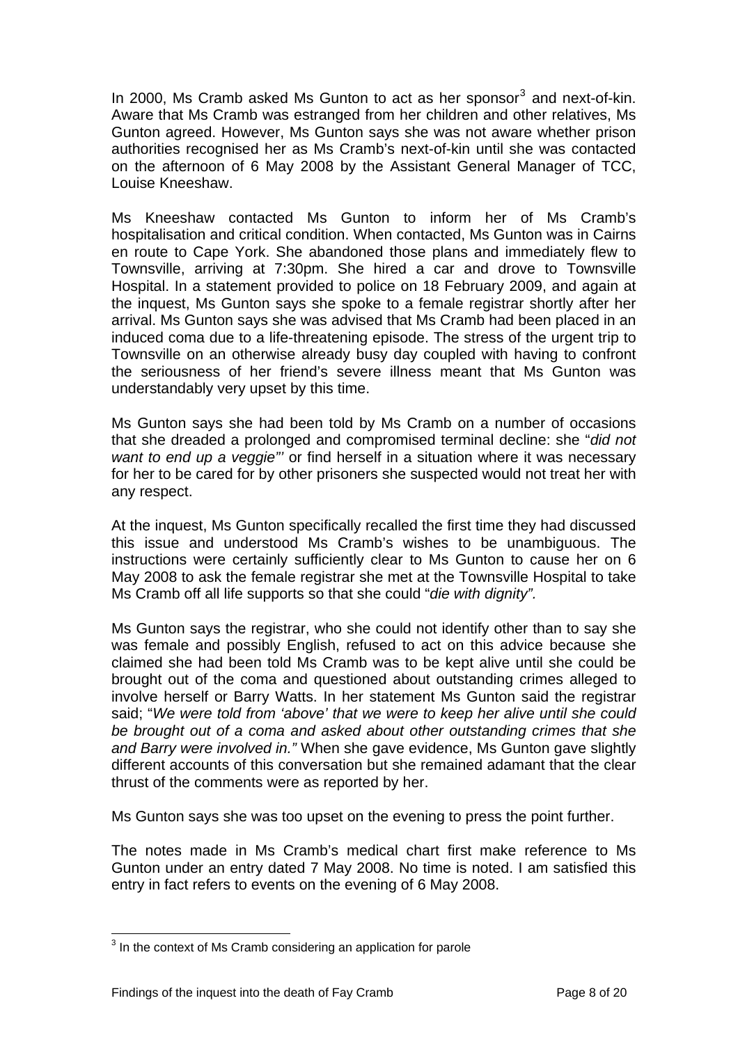In 2000, Ms Cramb asked Ms Gunton to act as her sponsor[3] and next-of-kin. Aware that Ms Cramb was estranged from her children and other relatives, Ms Gunton agreed. However, Ms Gunton says she was not aware whether prison authorities recognised her as Ms Cramb's next-of-kin until she was contacted on the afternoon of 6 May 2008 by the Assistant General Manager of TCC, Louise Kneeshaw.

Ms Kneeshaw contacted Ms Gunton to inform her of Ms Cramb's hospitalisation and critical condition. When contacted, Ms Gunton was in Cairns en route to Cape York. She abandoned those plans and immediately flew to Townsville, arriving at 7:30pm. She hired a car and drove to Townsville Hospital. In a statement provided to police on 18 February 2009, and again at the inquest, Ms Gunton says she spoke to a female registrar shortly after her arrival. Ms Gunton says she was advised that Ms Cramb had been placed in an induced coma due to a life-threatening episode. The stress of the urgent trip to Townsville on an otherwise already busy day coupled with having to confront the seriousness of her friend's severe illness meant that Ms Gunton was understandably very upset by this time.

Ms Gunton says she had been told by Ms Cramb on a number of occasions that she dreaded a prolonged and compromised terminal decline: she "*did not want to end up a veggie"'* or find herself in a situation where it was necessary for her to be cared for by other prisoners she suspected would not treat her with any respect.

At the inquest, Ms Gunton specifically recalled the first time they had discussed this issue and understood Ms Cramb's wishes to be unambiguous. The instructions were certainly sufficiently clear to Ms Gunton to cause her on 6 May 2008 to ask the female registrar she met at the Townsville Hospital to take Ms Cramb off all life supports so that she could "*die with dignity".*

Ms Gunton says the registrar, who she could not identify other than to say she was female and possibly English, refused to act on this advice because she claimed she had been told Ms Cramb was to be kept alive until she could be brought out of the coma and questioned about outstanding crimes alleged to involve herself or Barry Watts. In her statement Ms Gunton said the registrar said; "*We were told from 'above' that we were to keep her alive until she could be brought out of a coma and asked about other outstanding crimes that she and Barry were involved in."* When she gave evidence, Ms Gunton gave slightly different accounts of this conversation but she remained adamant that the clear thrust of the comments were as reported by her.

Ms Gunton says she was too upset on the evening to press the point further.

The notes made in Ms Cramb's medical chart first make reference to Ms Gunton under an entry dated 7 May 2008. No time is noted. I am satisfied this entry in fact refers to events on the evening of 6 May 2008.

---

[3] In the context of Ms Cramb considering an application for parole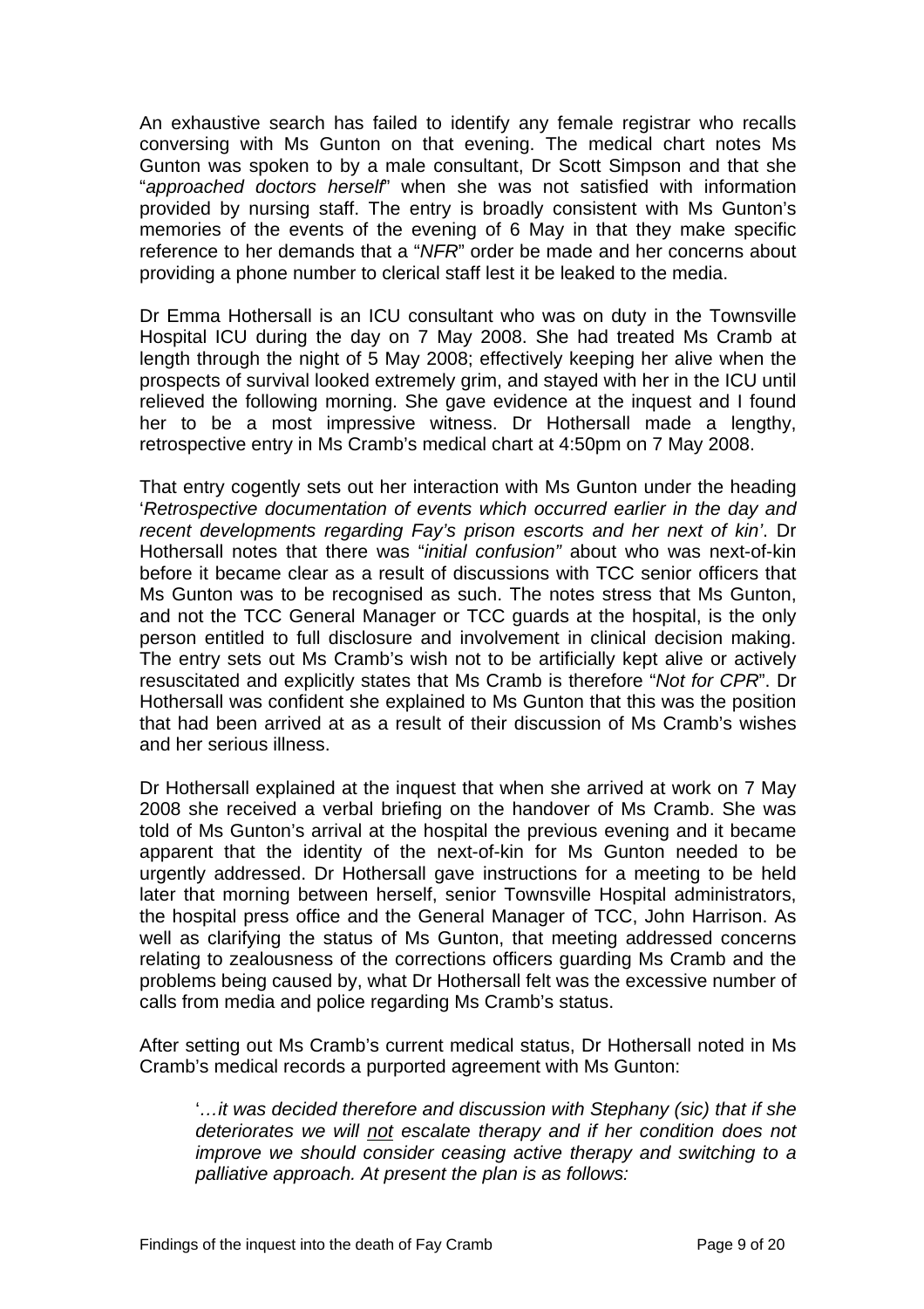An exhaustive search has failed to identify any female registrar who recalls conversing with Ms Gunton on that evening. The medical chart notes Ms Gunton was spoken to by a male consultant, Dr Scott Simpson and that she "*approached doctors herself*" when she was not satisfied with information provided by nursing staff. The entry is broadly consistent with Ms Gunton's memories of the events of the evening of 6 May in that they make specific reference to her demands that a "*NFR*" order be made and her concerns about providing a phone number to clerical staff lest it be leaked to the media.

Dr Emma Hothersall is an ICU consultant who was on duty in the Townsville Hospital ICU during the day on 7 May 2008. She had treated Ms Cramb at length through the night of 5 May 2008; effectively keeping her alive when the prospects of survival looked extremely grim, and stayed with her in the ICU until relieved the following morning. She gave evidence at the inquest and I found her to be a most impressive witness. Dr Hothersall made a lengthy, retrospective entry in Ms Cramb's medical chart at 4:50pm on 7 May 2008.

That entry cogently sets out her interaction with Ms Gunton under the heading '*Retrospective documentation of events which occurred earlier in the day and recent developments regarding Fay's prison escorts and her next of kin'*. Dr Hothersall notes that there was "*initial confusion"* about who was next-of-kin before it became clear as a result of discussions with TCC senior officers that Ms Gunton was to be recognised as such. The notes stress that Ms Gunton, and not the TCC General Manager or TCC guards at the hospital, is the only person entitled to full disclosure and involvement in clinical decision making. The entry sets out Ms Cramb's wish not to be artificially kept alive or actively resuscitated and explicitly states that Ms Cramb is therefore "*Not for CPR*". Dr Hothersall was confident she explained to Ms Gunton that this was the position that had been arrived at as a result of their discussion of Ms Cramb's wishes and her serious illness.

Dr Hothersall explained at the inquest that when she arrived at work on 7 May 2008 she received a verbal briefing on the handover of Ms Cramb. She was told of Ms Gunton's arrival at the hospital the previous evening and it became apparent that the identity of the next-of-kin for Ms Gunton needed to be urgently addressed. Dr Hothersall gave instructions for a meeting to be held later that morning between herself, senior Townsville Hospital administrators, the hospital press office and the General Manager of TCC, John Harrison. As well as clarifying the status of Ms Gunton, that meeting addressed concerns relating to zealousness of the corrections officers guarding Ms Cramb and the problems being caused by, what Dr Hothersall felt was the excessive number of calls from media and police regarding Ms Cramb's status.

After setting out Ms Cramb's current medical status, Dr Hothersall noted in Ms Cramb's medical records a purported agreement with Ms Gunton:

> '*…it was decided therefore and discussion with Stephany (sic) that if she deteriorates we will <u>not</u> escalate therapy and if her condition does not improve we should consider ceasing active therapy and switching to a palliative approach. At present the plan is as follows:*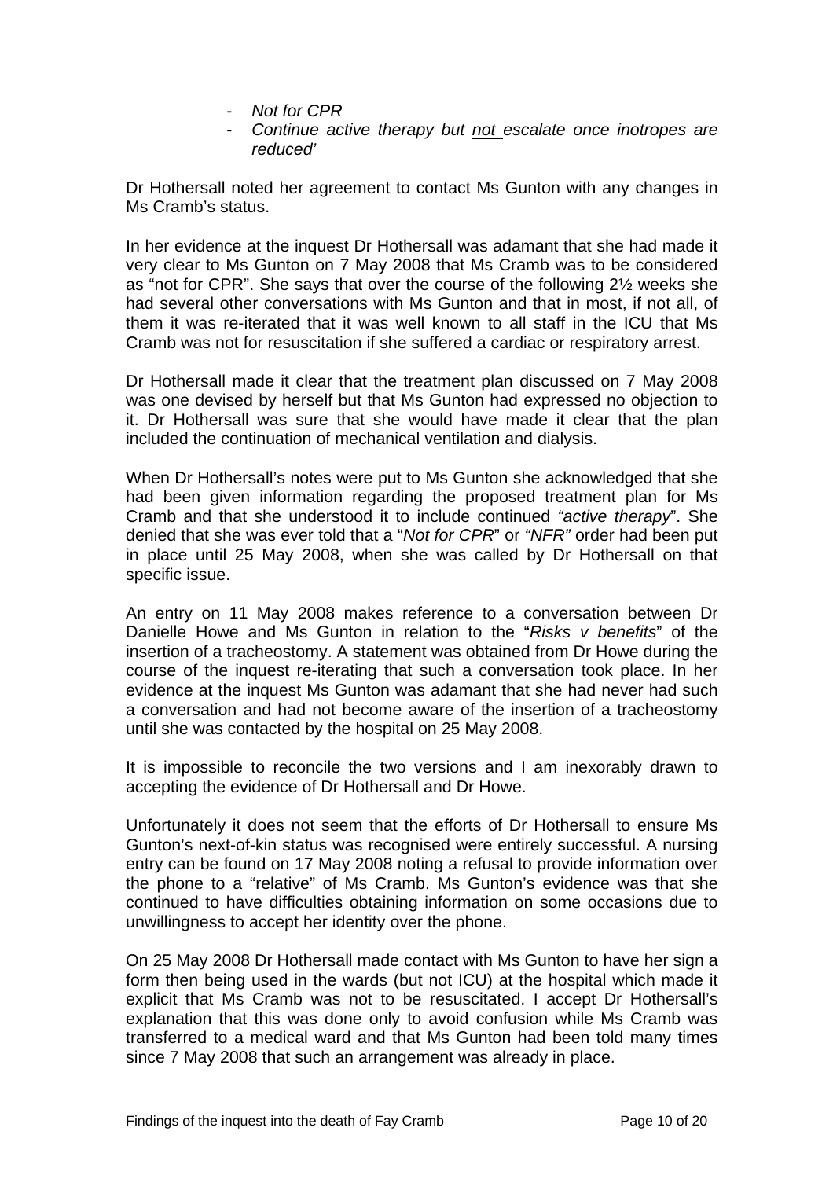- *Not for CPR*
- *Continue active therapy but not escalate once inotropes are reduced'*

Dr Hothersall noted her agreement to contact Ms Gunton with any changes in Ms Cramb's status.

In her evidence at the inquest Dr Hothersall was adamant that she had made it very clear to Ms Gunton on 7 May 2008 that Ms Cramb was to be considered as "not for CPR". She says that over the course of the following 2½ weeks she had several other conversations with Ms Gunton and that in most, if not all, of them it was re-iterated that it was well known to all staff in the ICU that Ms Cramb was not for resuscitation if she suffered a cardiac or respiratory arrest.

Dr Hothersall made it clear that the treatment plan discussed on 7 May 2008 was one devised by herself but that Ms Gunton had expressed no objection to it. Dr Hothersall was sure that she would have made it clear that the plan included the continuation of mechanical ventilation and dialysis.

When Dr Hothersall's notes were put to Ms Gunton she acknowledged that she had been given information regarding the proposed treatment plan for Ms Cramb and that she understood it to include continued *"active therapy*". She denied that she was ever told that a "*Not for CPR*" or *"NFR"* order had been put in place until 25 May 2008, when she was called by Dr Hothersall on that specific issue.

An entry on 11 May 2008 makes reference to a conversation between Dr Danielle Howe and Ms Gunton in relation to the "*Risks v benefits*" of the insertion of a tracheostomy. A statement was obtained from Dr Howe during the course of the inquest re-iterating that such a conversation took place. In her evidence at the inquest Ms Gunton was adamant that she had never had such a conversation and had not become aware of the insertion of a tracheostomy until she was contacted by the hospital on 25 May 2008.

It is impossible to reconcile the two versions and I am inexorably drawn to accepting the evidence of Dr Hothersall and Dr Howe.

Unfortunately it does not seem that the efforts of Dr Hothersall to ensure Ms Gunton's next-of-kin status was recognised were entirely successful. A nursing entry can be found on 17 May 2008 noting a refusal to provide information over the phone to a "relative" of Ms Cramb. Ms Gunton's evidence was that she continued to have difficulties obtaining information on some occasions due to unwillingness to accept her identity over the phone.

On 25 May 2008 Dr Hothersall made contact with Ms Gunton to have her sign a form then being used in the wards (but not ICU) at the hospital which made it explicit that Ms Cramb was not to be resuscitated. I accept Dr Hothersall's explanation that this was done only to avoid confusion while Ms Cramb was transferred to a medical ward and that Ms Gunton had been told many times since 7 May 2008 that such an arrangement was already in place.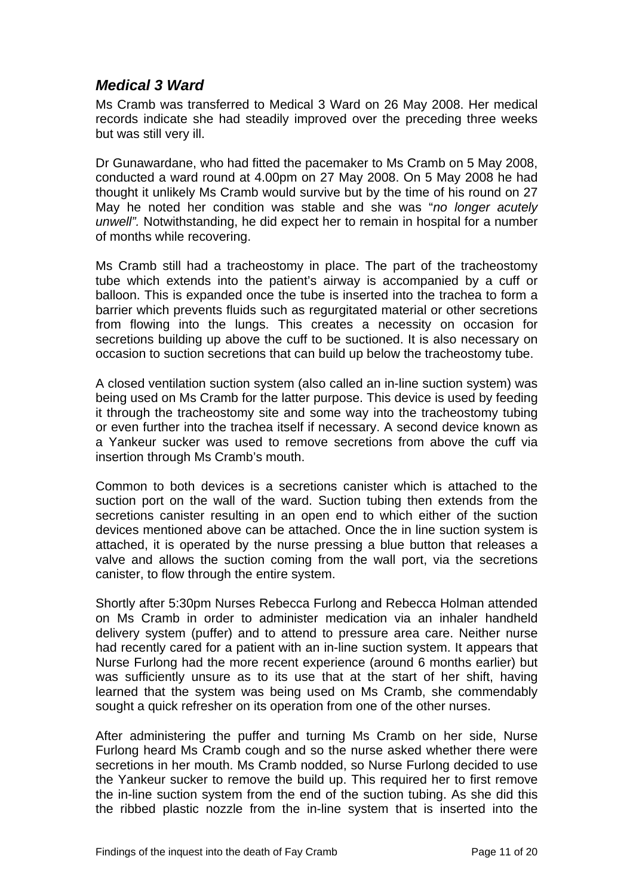## *Medical 3 Ward*

Ms Cramb was transferred to Medical 3 Ward on 26 May 2008. Her medical records indicate she had steadily improved over the preceding three weeks but was still very ill.

Dr Gunawardane, who had fitted the pacemaker to Ms Cramb on 5 May 2008, conducted a ward round at 4.00pm on 27 May 2008. On 5 May 2008 he had thought it unlikely Ms Cramb would survive but by the time of his round on 27 May he noted her condition was stable and she was "*no longer acutely unwell".* Notwithstanding, he did expect her to remain in hospital for a number of months while recovering.

Ms Cramb still had a tracheostomy in place. The part of the tracheostomy tube which extends into the patient's airway is accompanied by a cuff or balloon. This is expanded once the tube is inserted into the trachea to form a barrier which prevents fluids such as regurgitated material or other secretions from flowing into the lungs. This creates a necessity on occasion for secretions building up above the cuff to be suctioned. It is also necessary on occasion to suction secretions that can build up below the tracheostomy tube.

A closed ventilation suction system (also called an in-line suction system) was being used on Ms Cramb for the latter purpose. This device is used by feeding it through the tracheostomy site and some way into the tracheostomy tubing or even further into the trachea itself if necessary. A second device known as a Yankeur sucker was used to remove secretions from above the cuff via insertion through Ms Cramb's mouth.

Common to both devices is a secretions canister which is attached to the suction port on the wall of the ward. Suction tubing then extends from the secretions canister resulting in an open end to which either of the suction devices mentioned above can be attached. Once the in line suction system is attached, it is operated by the nurse pressing a blue button that releases a valve and allows the suction coming from the wall port, via the secretions canister, to flow through the entire system.

Shortly after 5:30pm Nurses Rebecca Furlong and Rebecca Holman attended on Ms Cramb in order to administer medication via an inhaler handheld delivery system (puffer) and to attend to pressure area care. Neither nurse had recently cared for a patient with an in-line suction system. It appears that Nurse Furlong had the more recent experience (around 6 months earlier) but was sufficiently unsure as to its use that at the start of her shift, having learned that the system was being used on Ms Cramb, she commendably sought a quick refresher on its operation from one of the other nurses.

After administering the puffer and turning Ms Cramb on her side, Nurse Furlong heard Ms Cramb cough and so the nurse asked whether there were secretions in her mouth. Ms Cramb nodded, so Nurse Furlong decided to use the Yankeur sucker to remove the build up. This required her to first remove the in-line suction system from the end of the suction tubing. As she did this the ribbed plastic nozzle from the in-line system that is inserted into the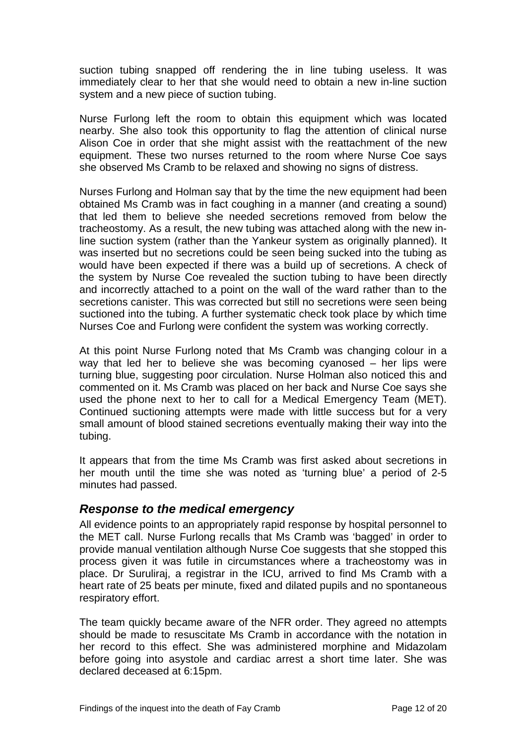suction tubing snapped off rendering the in line tubing useless. It was immediately clear to her that she would need to obtain a new in-line suction system and a new piece of suction tubing.

Nurse Furlong left the room to obtain this equipment which was located nearby. She also took this opportunity to flag the attention of clinical nurse Alison Coe in order that she might assist with the reattachment of the new equipment. These two nurses returned to the room where Nurse Coe says she observed Ms Cramb to be relaxed and showing no signs of distress.

Nurses Furlong and Holman say that by the time the new equipment had been obtained Ms Cramb was in fact coughing in a manner (and creating a sound) that led them to believe she needed secretions removed from below the tracheostomy. As a result, the new tubing was attached along with the new in-line suction system (rather than the Yankeur system as originally planned). It was inserted but no secretions could be seen being sucked into the tubing as would have been expected if there was a build up of secretions. A check of the system by Nurse Coe revealed the suction tubing to have been directly and incorrectly attached to a point on the wall of the ward rather than to the secretions canister. This was corrected but still no secretions were seen being suctioned into the tubing. A further systematic check took place by which time Nurses Coe and Furlong were confident the system was working correctly.

At this point Nurse Furlong noted that Ms Cramb was changing colour in a way that led her to believe she was becoming cyanosed – her lips were turning blue, suggesting poor circulation. Nurse Holman also noticed this and commented on it. Ms Cramb was placed on her back and Nurse Coe says she used the phone next to her to call for a Medical Emergency Team (MET). Continued suctioning attempts were made with little success but for a very small amount of blood stained secretions eventually making their way into the tubing.

It appears that from the time Ms Cramb was first asked about secretions in her mouth until the time she was noted as 'turning blue' a period of 2-5 minutes had passed.

## *Response to the medical emergency*

All evidence points to an appropriately rapid response by hospital personnel to the MET call. Nurse Furlong recalls that Ms Cramb was 'bagged' in order to provide manual ventilation although Nurse Coe suggests that she stopped this process given it was futile in circumstances where a tracheostomy was in place. Dr Suruliraj, a registrar in the ICU, arrived to find Ms Cramb with a heart rate of 25 beats per minute, fixed and dilated pupils and no spontaneous respiratory effort.

The team quickly became aware of the NFR order. They agreed no attempts should be made to resuscitate Ms Cramb in accordance with the notation in her record to this effect. She was administered morphine and Midazolam before going into asystole and cardiac arrest a short time later. She was declared deceased at 6:15pm.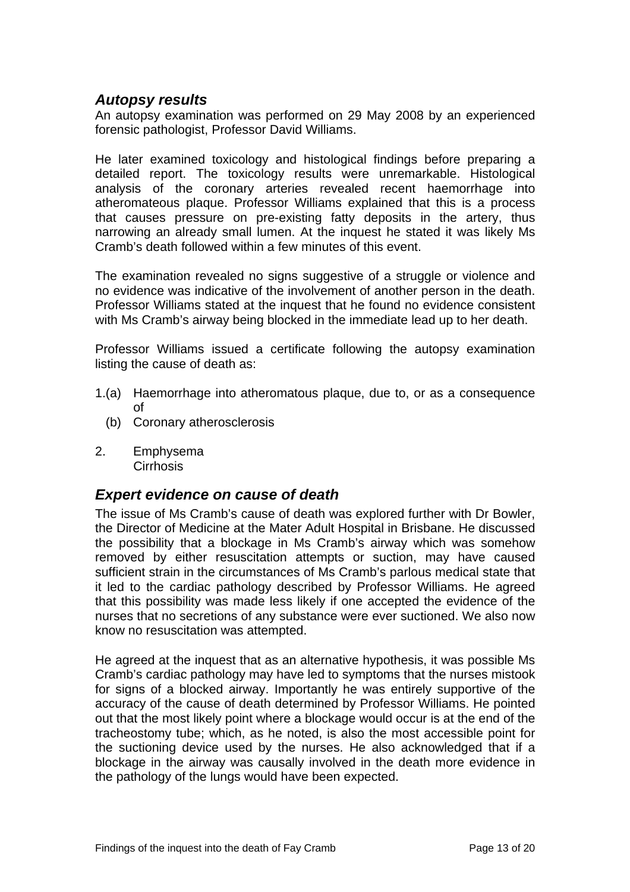## *Autopsy results*

An autopsy examination was performed on 29 May 2008 by an experienced forensic pathologist, Professor David Williams.

He later examined toxicology and histological findings before preparing a detailed report. The toxicology results were unremarkable. Histological analysis of the coronary arteries revealed recent haemorrhage into atheromateous plaque. Professor Williams explained that this is a process that causes pressure on pre-existing fatty deposits in the artery, thus narrowing an already small lumen. At the inquest he stated it was likely Ms Cramb's death followed within a few minutes of this event.

The examination revealed no signs suggestive of a struggle or violence and no evidence was indicative of the involvement of another person in the death. Professor Williams stated at the inquest that he found no evidence consistent with Ms Cramb's airway being blocked in the immediate lead up to her death.

Professor Williams issued a certificate following the autopsy examination listing the cause of death as:

1.(a) Haemorrhage into atheromatous plaque, due to, or as a consequence of
  (b) Coronary atherosclerosis

2. Emphysema
   Cirrhosis

## *Expert evidence on cause of death*

The issue of Ms Cramb's cause of death was explored further with Dr Bowler, the Director of Medicine at the Mater Adult Hospital in Brisbane. He discussed the possibility that a blockage in Ms Cramb's airway which was somehow removed by either resuscitation attempts or suction, may have caused sufficient strain in the circumstances of Ms Cramb's parlous medical state that it led to the cardiac pathology described by Professor Williams. He agreed that this possibility was made less likely if one accepted the evidence of the nurses that no secretions of any substance were ever suctioned. We also now know no resuscitation was attempted.

He agreed at the inquest that as an alternative hypothesis, it was possible Ms Cramb's cardiac pathology may have led to symptoms that the nurses mistook for signs of a blocked airway. Importantly he was entirely supportive of the accuracy of the cause of death determined by Professor Williams. He pointed out that the most likely point where a blockage would occur is at the end of the tracheostomy tube; which, as he noted, is also the most accessible point for the suctioning device used by the nurses. He also acknowledged that if a blockage in the airway was causally involved in the death more evidence in the pathology of the lungs would have been expected.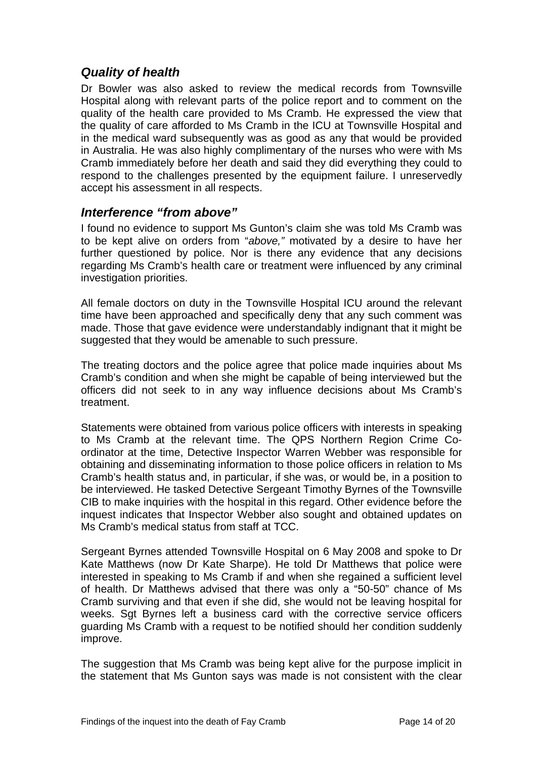## *Quality of health*

Dr Bowler was also asked to review the medical records from Townsville Hospital along with relevant parts of the police report and to comment on the quality of the health care provided to Ms Cramb. He expressed the view that the quality of care afforded to Ms Cramb in the ICU at Townsville Hospital and in the medical ward subsequently was as good as any that would be provided in Australia. He was also highly complimentary of the nurses who were with Ms Cramb immediately before her death and said they did everything they could to respond to the challenges presented by the equipment failure. I unreservedly accept his assessment in all respects.

## *Interference "from above"*

I found no evidence to support Ms Gunton's claim she was told Ms Cramb was to be kept alive on orders from "*above,*" motivated by a desire to have her further questioned by police. Nor is there any evidence that any decisions regarding Ms Cramb's health care or treatment were influenced by any criminal investigation priorities.

All female doctors on duty in the Townsville Hospital ICU around the relevant time have been approached and specifically deny that any such comment was made. Those that gave evidence were understandably indignant that it might be suggested that they would be amenable to such pressure.

The treating doctors and the police agree that police made inquiries about Ms Cramb's condition and when she might be capable of being interviewed but the officers did not seek to in any way influence decisions about Ms Cramb's treatment.

Statements were obtained from various police officers with interests in speaking to Ms Cramb at the relevant time. The QPS Northern Region Crime Co-ordinator at the time, Detective Inspector Warren Webber was responsible for obtaining and disseminating information to those police officers in relation to Ms Cramb's health status and, in particular, if she was, or would be, in a position to be interviewed. He tasked Detective Sergeant Timothy Byrnes of the Townsville CIB to make inquiries with the hospital in this regard. Other evidence before the inquest indicates that Inspector Webber also sought and obtained updates on Ms Cramb's medical status from staff at TCC.

Sergeant Byrnes attended Townsville Hospital on 6 May 2008 and spoke to Dr Kate Matthews (now Dr Kate Sharpe). He told Dr Matthews that police were interested in speaking to Ms Cramb if and when she regained a sufficient level of health. Dr Matthews advised that there was only a "50-50" chance of Ms Cramb surviving and that even if she did, she would not be leaving hospital for weeks. Sgt Byrnes left a business card with the corrective service officers guarding Ms Cramb with a request to be notified should her condition suddenly improve.

The suggestion that Ms Cramb was being kept alive for the purpose implicit in the statement that Ms Gunton says was made is not consistent with the clear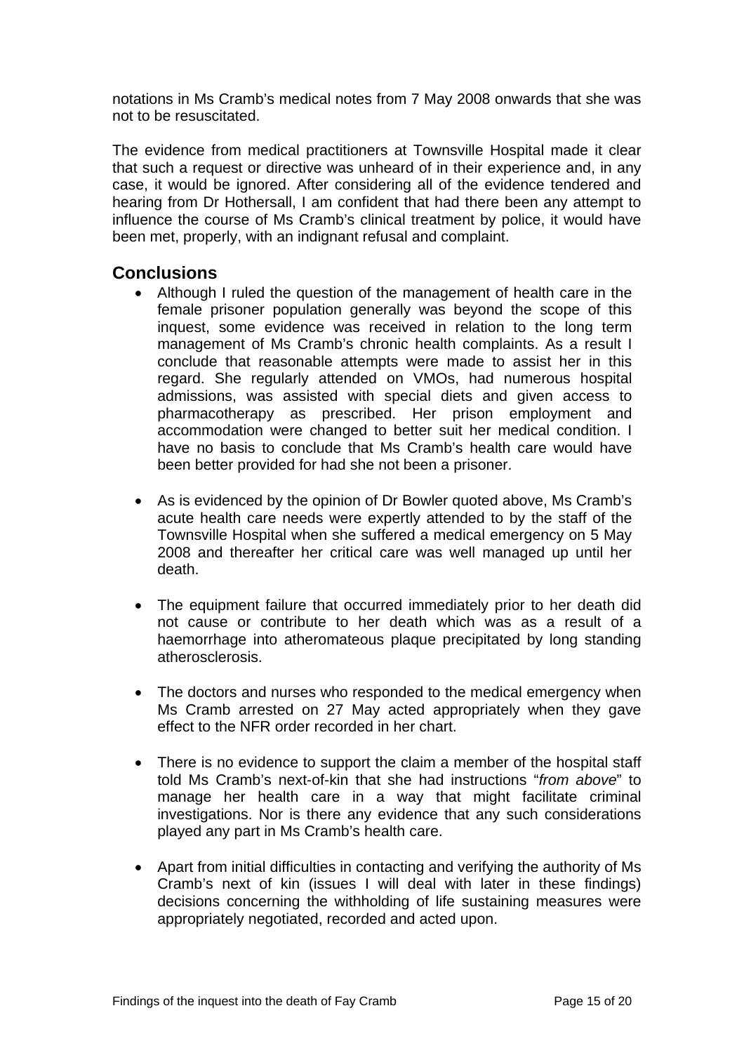notations in Ms Cramb's medical notes from 7 May 2008 onwards that she was not to be resuscitated.

The evidence from medical practitioners at Townsville Hospital made it clear that such a request or directive was unheard of in their experience and, in any case, it would be ignored. After considering all of the evidence tendered and hearing from Dr Hothersall, I am confident that had there been any attempt to influence the course of Ms Cramb's clinical treatment by police, it would have been met, properly, with an indignant refusal and complaint.

## Conclusions

- Although I ruled the question of the management of health care in the female prisoner population generally was beyond the scope of this inquest, some evidence was received in relation to the long term management of Ms Cramb's chronic health complaints. As a result I conclude that reasonable attempts were made to assist her in this regard. She regularly attended on VMOs, had numerous hospital admissions, was assisted with special diets and given access to pharmacotherapy as prescribed. Her prison employment and accommodation were changed to better suit her medical condition. I have no basis to conclude that Ms Cramb's health care would have been better provided for had she not been a prisoner.

- As is evidenced by the opinion of Dr Bowler quoted above, Ms Cramb's acute health care needs were expertly attended to by the staff of the Townsville Hospital when she suffered a medical emergency on 5 May 2008 and thereafter her critical care was well managed up until her death.

- The equipment failure that occurred immediately prior to her death did not cause or contribute to her death which was as a result of a haemorrhage into atheromateous plaque precipitated by long standing atherosclerosis.

- The doctors and nurses who responded to the medical emergency when Ms Cramb arrested on 27 May acted appropriately when they gave effect to the NFR order recorded in her chart.

- There is no evidence to support the claim a member of the hospital staff told Ms Cramb's next-of-kin that she had instructions "*from above*" to manage her health care in a way that might facilitate criminal investigations. Nor is there any evidence that any such considerations played any part in Ms Cramb's health care.

- Apart from initial difficulties in contacting and verifying the authority of Ms Cramb's next of kin (issues I will deal with later in these findings) decisions concerning the withholding of life sustaining measures were appropriately negotiated, recorded and acted upon.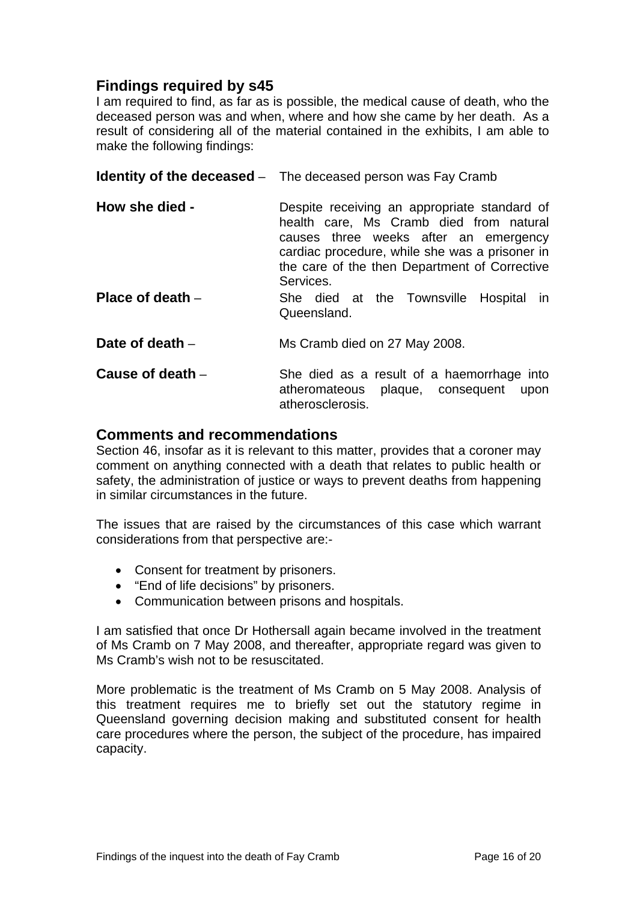## Findings required by s45

I am required to find, as far as is possible, the medical cause of death, who the deceased person was and when, where and how she came by her death. As a result of considering all of the material contained in the exhibits, I am able to make the following findings:

**Identity of the deceased** – The deceased person was Fay Cramb

**How she died -** Despite receiving an appropriate standard of health care, Ms Cramb died from natural causes three weeks after an emergency cardiac procedure, while she was a prisoner in the care of the then Department of Corrective Services.

**Place of death** – She died at the Townsville Hospital in Queensland.

**Date of death** – Ms Cramb died on 27 May 2008.

**Cause of death** – She died as a result of a haemorrhage into atheromateous plaque, consequent upon atherosclerosis.

## Comments and recommendations

Section 46, insofar as it is relevant to this matter, provides that a coroner may comment on anything connected with a death that relates to public health or safety, the administration of justice or ways to prevent deaths from happening in similar circumstances in the future.

The issues that are raised by the circumstances of this case which warrant considerations from that perspective are:-

- Consent for treatment by prisoners.
- "End of life decisions" by prisoners.
- Communication between prisons and hospitals.

I am satisfied that once Dr Hothersall again became involved in the treatment of Ms Cramb on 7 May 2008, and thereafter, appropriate regard was given to Ms Cramb's wish not to be resuscitated.

More problematic is the treatment of Ms Cramb on 5 May 2008. Analysis of this treatment requires me to briefly set out the statutory regime in Queensland governing decision making and substituted consent for health care procedures where the person, the subject of the procedure, has impaired capacity.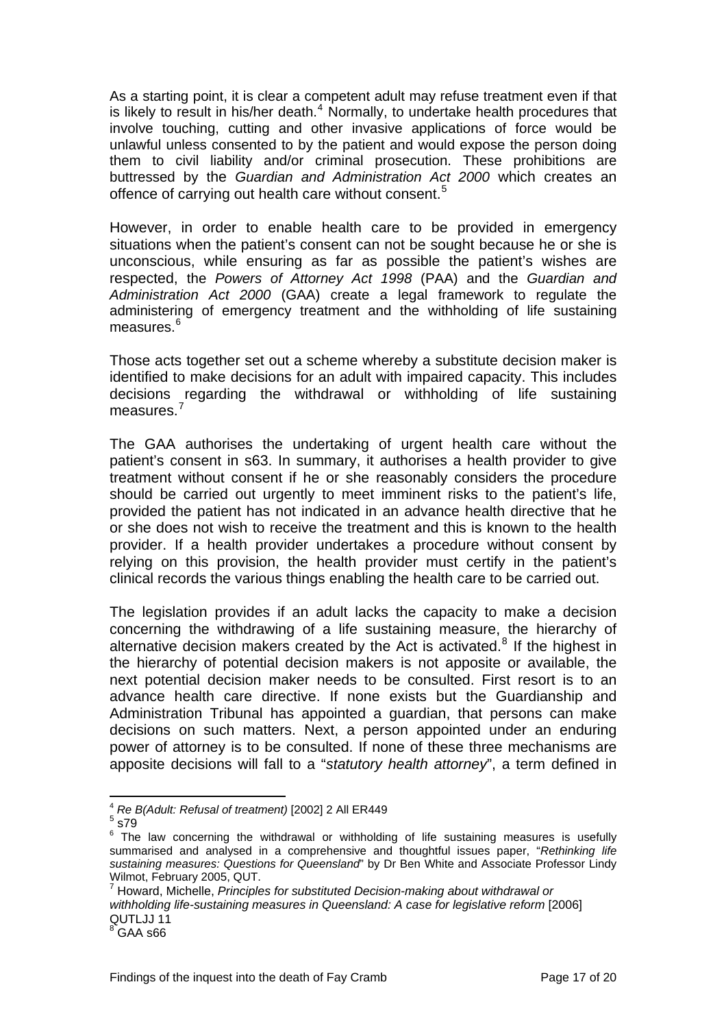As a starting point, it is clear a competent adult may refuse treatment even if that is likely to result in his/her death.[4] Normally, to undertake health procedures that involve touching, cutting and other invasive applications of force would be unlawful unless consented to by the patient and would expose the person doing them to civil liability and/or criminal prosecution. These prohibitions are buttressed by the *Guardian and Administration Act 2000* which creates an offence of carrying out health care without consent.[5]

However, in order to enable health care to be provided in emergency situations when the patient's consent can not be sought because he or she is unconscious, while ensuring as far as possible the patient's wishes are respected, the *Powers of Attorney Act 1998* (PAA) and the *Guardian and Administration Act 2000* (GAA) create a legal framework to regulate the administering of emergency treatment and the withholding of life sustaining measures.[6]

Those acts together set out a scheme whereby a substitute decision maker is identified to make decisions for an adult with impaired capacity. This includes decisions regarding the withdrawal or withholding of life sustaining measures.[7]

The GAA authorises the undertaking of urgent health care without the patient's consent in s63. In summary, it authorises a health provider to give treatment without consent if he or she reasonably considers the procedure should be carried out urgently to meet imminent risks to the patient's life, provided the patient has not indicated in an advance health directive that he or she does not wish to receive the treatment and this is known to the health provider. If a health provider undertakes a procedure without consent by relying on this provision, the health provider must certify in the patient's clinical records the various things enabling the health care to be carried out.

The legislation provides if an adult lacks the capacity to make a decision concerning the withdrawing of a life sustaining measure, the hierarchy of alternative decision makers created by the Act is activated.[8] If the highest in the hierarchy of potential decision makers is not apposite or available, the next potential decision maker needs to be consulted. First resort is to an advance health care directive. If none exists but the Guardianship and Administration Tribunal has appointed a guardian, that persons can make decisions on such matters. Next, a person appointed under an enduring power of attorney is to be consulted. If none of these three mechanisms are apposite decisions will fall to a "*statutory health attorney*", a term defined in

---

[4] *Re B(Adult: Refusal of treatment)* [2002] 2 All ER449

[5] s79

[6] The law concerning the withdrawal or withholding of life sustaining measures is usefully summarised and analysed in a comprehensive and thoughtful issues paper, "*Rethinking life sustaining measures: Questions for Queensland*" by Dr Ben White and Associate Professor Lindy Wilmot, February 2005, QUT.

[7] Howard, Michelle, *Principles for substituted Decision-making about withdrawal or withholding life-sustaining measures in Queensland: A case for legislative reform* [2006] QUTLJJ 11

[8] GAA s66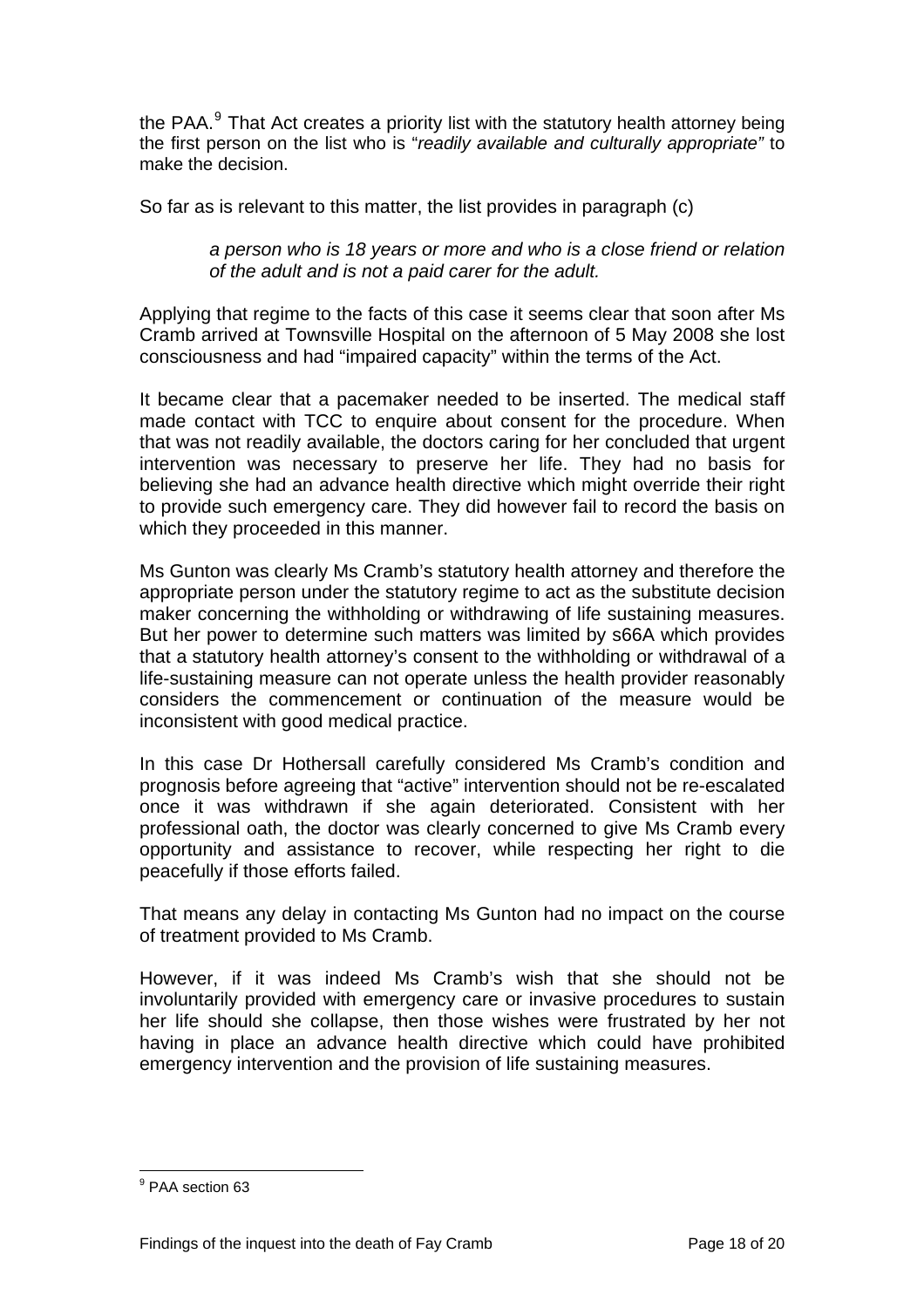the PAA.[9] That Act creates a priority list with the statutory health attorney being the first person on the list who is "*readily available and culturally appropriate"* to make the decision.

So far as is relevant to this matter, the list provides in paragraph (c)

> *a person who is 18 years or more and who is a close friend or relation of the adult and is not a paid carer for the adult.*

Applying that regime to the facts of this case it seems clear that soon after Ms Cramb arrived at Townsville Hospital on the afternoon of 5 May 2008 she lost consciousness and had "impaired capacity" within the terms of the Act.

It became clear that a pacemaker needed to be inserted. The medical staff made contact with TCC to enquire about consent for the procedure. When that was not readily available, the doctors caring for her concluded that urgent intervention was necessary to preserve her life. They had no basis for believing she had an advance health directive which might override their right to provide such emergency care. They did however fail to record the basis on which they proceeded in this manner.

Ms Gunton was clearly Ms Cramb's statutory health attorney and therefore the appropriate person under the statutory regime to act as the substitute decision maker concerning the withholding or withdrawing of life sustaining measures. But her power to determine such matters was limited by s66A which provides that a statutory health attorney's consent to the withholding or withdrawal of a life-sustaining measure can not operate unless the health provider reasonably considers the commencement or continuation of the measure would be inconsistent with good medical practice.

In this case Dr Hothersall carefully considered Ms Cramb's condition and prognosis before agreeing that "active" intervention should not be re-escalated once it was withdrawn if she again deteriorated. Consistent with her professional oath, the doctor was clearly concerned to give Ms Cramb every opportunity and assistance to recover, while respecting her right to die peacefully if those efforts failed.

That means any delay in contacting Ms Gunton had no impact on the course of treatment provided to Ms Cramb.

However, if it was indeed Ms Cramb's wish that she should not be involuntarily provided with emergency care or invasive procedures to sustain her life should she collapse, then those wishes were frustrated by her not having in place an advance health directive which could have prohibited emergency intervention and the provision of life sustaining measures.

---

[9] PAA section 63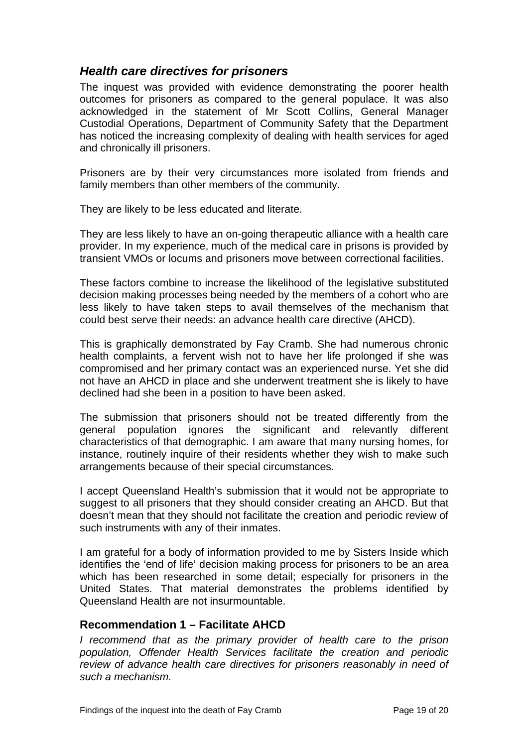## *Health care directives for prisoners*

The inquest was provided with evidence demonstrating the poorer health outcomes for prisoners as compared to the general populace. It was also acknowledged in the statement of Mr Scott Collins, General Manager Custodial Operations, Department of Community Safety that the Department has noticed the increasing complexity of dealing with health services for aged and chronically ill prisoners.

Prisoners are by their very circumstances more isolated from friends and family members than other members of the community.

They are likely to be less educated and literate.

They are less likely to have an on-going therapeutic alliance with a health care provider. In my experience, much of the medical care in prisons is provided by transient VMOs or locums and prisoners move between correctional facilities.

These factors combine to increase the likelihood of the legislative substituted decision making processes being needed by the members of a cohort who are less likely to have taken steps to avail themselves of the mechanism that could best serve their needs: an advance health care directive (AHCD).

This is graphically demonstrated by Fay Cramb. She had numerous chronic health complaints, a fervent wish not to have her life prolonged if she was compromised and her primary contact was an experienced nurse. Yet she did not have an AHCD in place and she underwent treatment she is likely to have declined had she been in a position to have been asked.

The submission that prisoners should not be treated differently from the general population ignores the significant and relevantly different characteristics of that demographic. I am aware that many nursing homes, for instance, routinely inquire of their residents whether they wish to make such arrangements because of their special circumstances.

I accept Queensland Health's submission that it would not be appropriate to suggest to all prisoners that they should consider creating an AHCD. But that doesn't mean that they should not facilitate the creation and periodic review of such instruments with any of their inmates.

I am grateful for a body of information provided to me by Sisters Inside which identifies the 'end of life' decision making process for prisoners to be an area which has been researched in some detail; especially for prisoners in the United States. That material demonstrates the problems identified by Queensland Health are not insurmountable.

### Recommendation 1 – Facilitate AHCD

*I recommend that as the primary provider of health care to the prison population, Offender Health Services facilitate the creation and periodic review of advance health care directives for prisoners reasonably in need of such a mechanism*.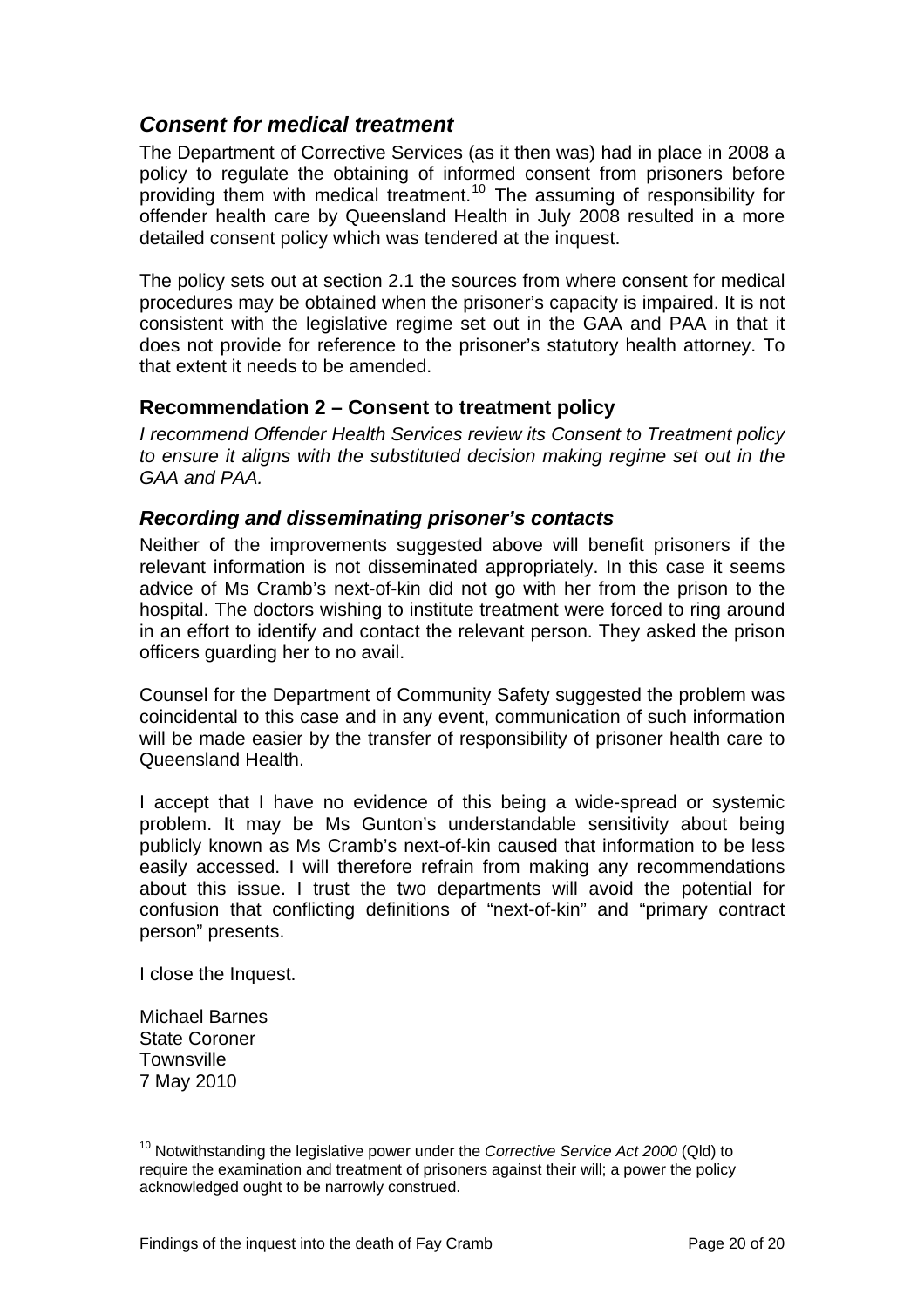## *Consent for medical treatment*

The Department of Corrective Services (as it then was) had in place in 2008 a policy to regulate the obtaining of informed consent from prisoners before providing them with medical treatment.[10] The assuming of responsibility for offender health care by Queensland Health in July 2008 resulted in a more detailed consent policy which was tendered at the inquest.

The policy sets out at section 2.1 the sources from where consent for medical procedures may be obtained when the prisoner's capacity is impaired. It is not consistent with the legislative regime set out in the GAA and PAA in that it does not provide for reference to the prisoner's statutory health attorney. To that extent it needs to be amended.

### Recommendation 2 – Consent to treatment policy

*I recommend Offender Health Services review its Consent to Treatment policy to ensure it aligns with the substituted decision making regime set out in the GAA and PAA.*

## *Recording and disseminating prisoner's contacts*

Neither of the improvements suggested above will benefit prisoners if the relevant information is not disseminated appropriately. In this case it seems advice of Ms Cramb's next-of-kin did not go with her from the prison to the hospital. The doctors wishing to institute treatment were forced to ring around in an effort to identify and contact the relevant person. They asked the prison officers guarding her to no avail.

Counsel for the Department of Community Safety suggested the problem was coincidental to this case and in any event, communication of such information will be made easier by the transfer of responsibility of prisoner health care to Queensland Health.

I accept that I have no evidence of this being a wide-spread or systemic problem. It may be Ms Gunton's understandable sensitivity about being publicly known as Ms Cramb's next-of-kin caused that information to be less easily accessed. I will therefore refrain from making any recommendations about this issue. I trust the two departments will avoid the potential for confusion that conflicting definitions of "next-of-kin" and "primary contract person" presents.

I close the Inquest.

Michael Barnes
State Coroner
Townsville
7 May 2010

---

[10] Notwithstanding the legislative power under the *Corrective Service Act 2000* (Qld) to require the examination and treatment of prisoners against their will; a power the policy acknowledged ought to be narrowly construed.